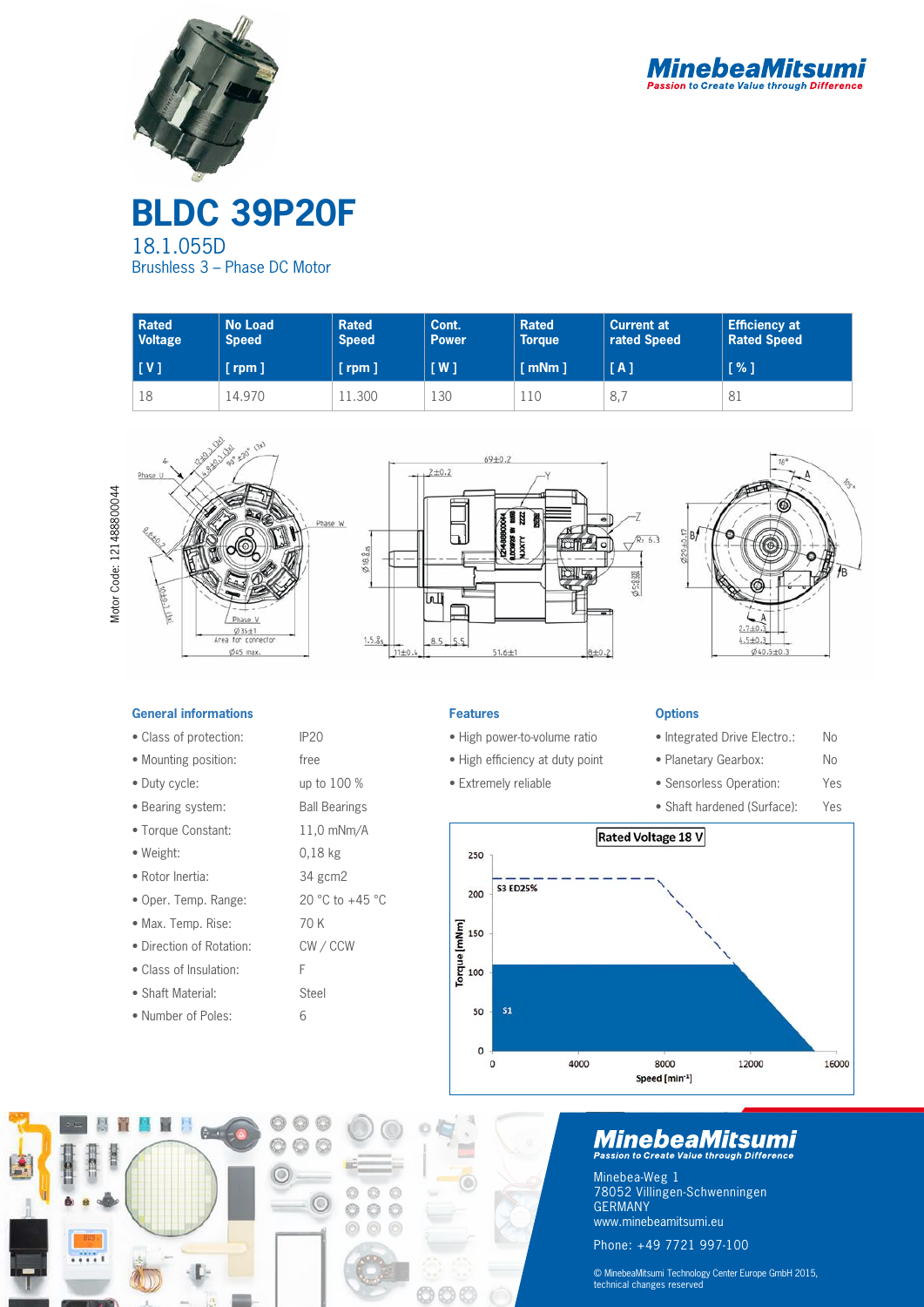# BLDC 39P20F

18.1.055D

Brushless 3 – Phase DC Motor

| Rated Voltage [ V ] | No Load Speed [ rpm ] | Rated Speed [ rpm ] | Cont. Power [ W ] | Rated Torque [ mNm ] | Current at rated Speed [ A ] | Efficiency at Rated Speed [ % ] |
|---|---|---|---|---|---|---|
| 18 | 14.970 | 11.300 | 130 | 110 | 8,7 | 81 |

Motor Code: 121488800044

### General informations

- Class of protection: IP20
- Mounting position: free
- Duty cycle: up to 100 %
- Bearing system: Ball Bearings
- Torque Constant: 11,0 mNm/A
- Weight: 0,18 kg
- Rotor Inertia: 34 gcm2
- Oper. Temp. Range: 20 °C to +45 °C
- Max. Temp. Rise: 70 K
- Direction of Rotation: CW / CCW
- Class of Insulation: F
- Shaft Material: Steel
- Number of Poles: 6

### Features

- High power-to-volume ratio
- High efficiency at duty point
- Extremely reliable

### Options

- Integrated Drive Electro.: No
- Planetary Gearbox: No
- Sensorless Operation: Yes
- Shaft hardened (Surface): Yes

Rated Voltage 18 V

MinebeaMitsumi

Passion to Create Value through Difference

Minebea-Weg 1
78052 Villingen-Schwenningen
GERMANY
www.minebeamitsumi.eu

Phone: +49 7721 997-100

© MinebeaMitsumi Technology Center Europe GmbH 2015, technical changes reserved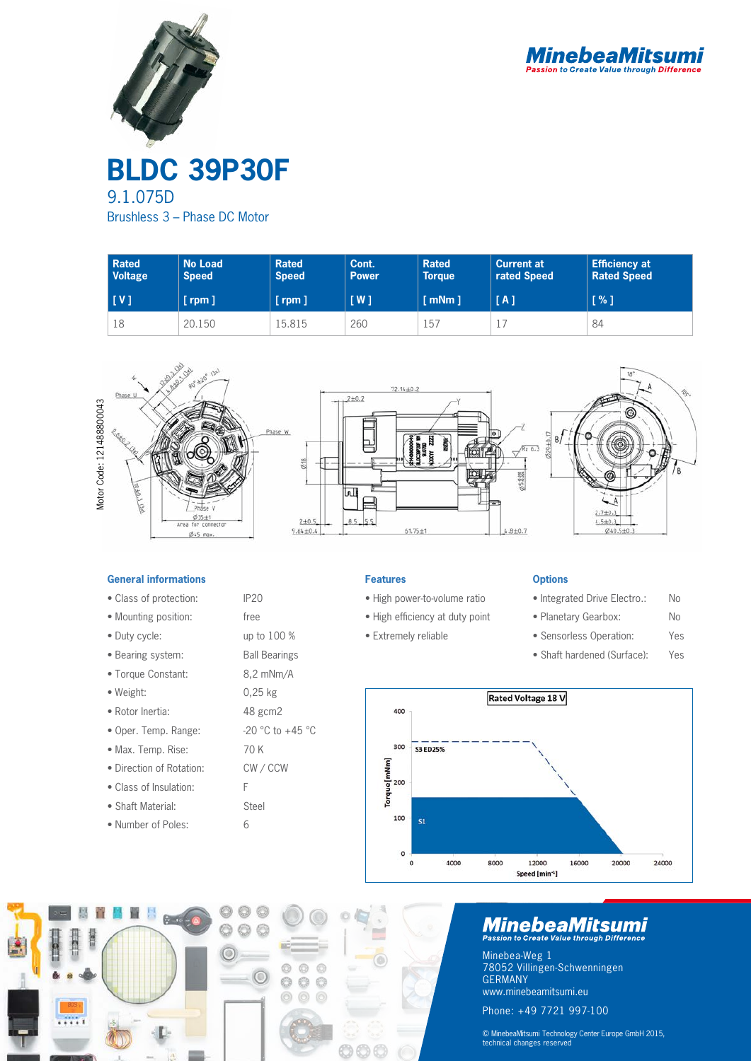MinebeaMitsumi
Passion to Create Value through Difference

# BLDC 39P30F

## 9.1.075D

### Brushless 3 – Phase DC Motor

| Rated Voltage [ V ] | No Load Speed [ rpm ] | Rated Speed [ rpm ] | Cont. Power [ W ] | Rated Torque [ mNm ] | Current at rated Speed [ A ] | Efficiency at Rated Speed [ % ] |
|---|---|---|---|---|---|---|
| 18 | 20.150 | 15.815 | 260 | 157 | 17 | 84 |

Motor Code: 121488800043

### General informations

- Class of protection: IP20
- Mounting position: free
- Duty cycle: up to 100 %
- Bearing system: Ball Bearings
- Torque Constant: 8,2 mNm/A
- Weight: 0,25 kg
- Rotor Inertia: 48 gcm2
- Oper. Temp. Range: -20 °C to +45 °C
- Max. Temp. Rise: 70 K
- Direction of Rotation: CW / CCW
- Class of Insulation: F
- Shaft Material: Steel
- Number of Poles: 6

### Features

- High power-to-volume ratio
- High efficiency at duty point
- Extremely reliable

### Options

- Integrated Drive Electro.: No
- Planetary Gearbox: No
- Sensorless Operation: Yes
- Shaft hardened (Surface): Yes

Rated Voltage 18 V
S3 ED25%
S1
Torque [mNm]
Speed [min⁻¹]
0, 100, 200, 300, 400
0, 4000, 8000, 12000, 16000, 20000, 24000

MinebeaMitsumi
Passion to Create Value through Difference

Minebea-Weg 1
78052 Villingen-Schwenningen
GERMANY
www.minebeamitsumi.eu

Phone: +49 7721 997-100

© MinebeaMitsumi Technology Center Europe GmbH 2015, technical changes reserved